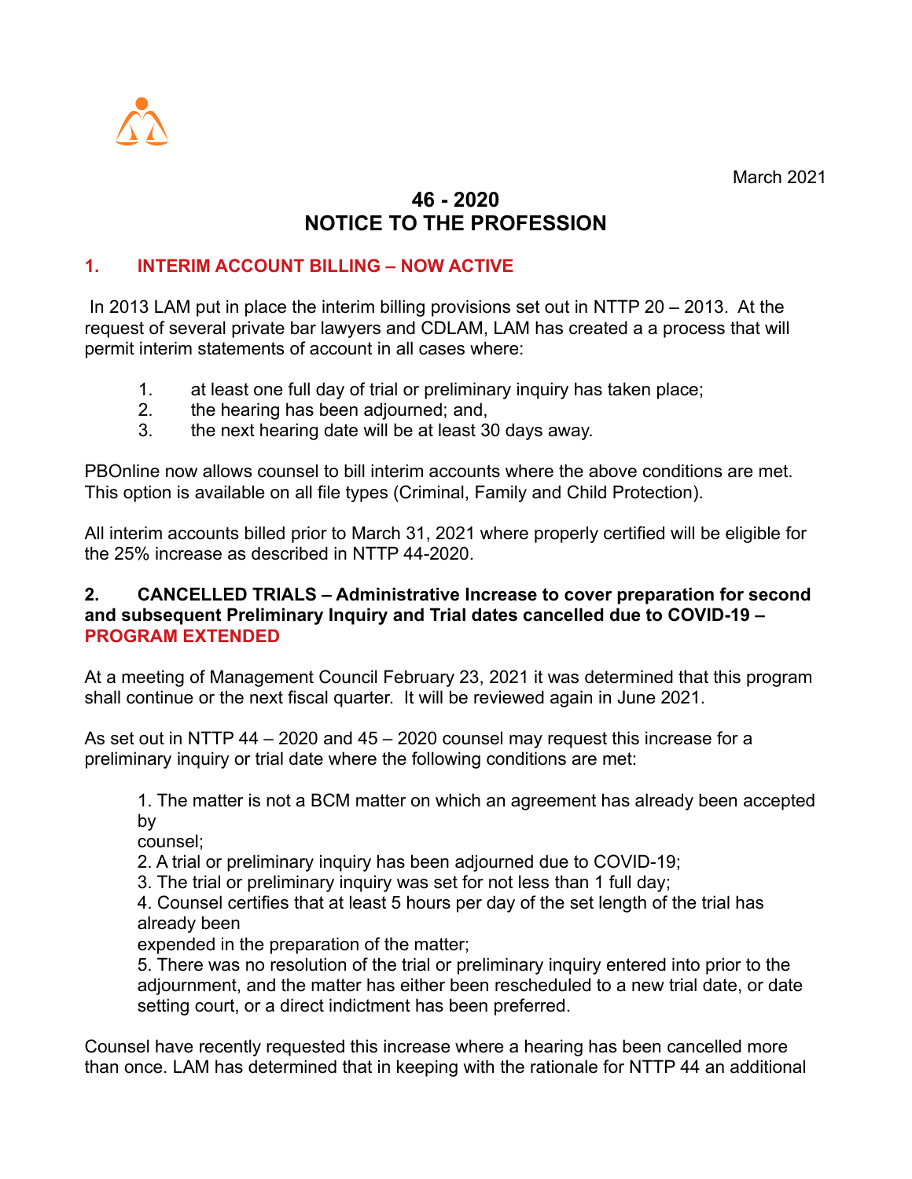March 2021

# 46 - 2020
# NOTICE TO THE PROFESSION

## 1. INTERIM ACCOUNT BILLING – NOW ACTIVE

In 2013 LAM put in place the interim billing provisions set out in NTTP 20 – 2013. At the request of several private bar lawyers and CDLAM, LAM has created a a process that will permit interim statements of account in all cases where:

1. at least one full day of trial or preliminary inquiry has taken place;
2. the hearing has been adjourned; and,
3. the next hearing date will be at least 30 days away.

PBOnline now allows counsel to bill interim accounts where the above conditions are met. This option is available on all file types (Criminal, Family and Child Protection).

All interim accounts billed prior to March 31, 2021 where properly certified will be eligible for the 25% increase as described in NTTP 44-2020.

## 2. CANCELLED TRIALS – Administrative Increase to cover preparation for second and subsequent Preliminary Inquiry and Trial dates cancelled due to COVID-19 – PROGRAM EXTENDED

At a meeting of Management Council February 23, 2021 it was determined that this program shall continue or the next fiscal quarter. It will be reviewed again in June 2021.

As set out in NTTP 44 – 2020 and 45 – 2020 counsel may request this increase for a preliminary inquiry or trial date where the following conditions are met:

1. The matter is not a BCM matter on which an agreement has already been accepted by counsel;
2. A trial or preliminary inquiry has been adjourned due to COVID-19;
3. The trial or preliminary inquiry was set for not less than 1 full day;
4. Counsel certifies that at least 5 hours per day of the set length of the trial has already been expended in the preparation of the matter;
5. There was no resolution of the trial or preliminary inquiry entered into prior to the adjournment, and the matter has either been rescheduled to a new trial date, or date setting court, or a direct indictment has been preferred.

Counsel have recently requested this increase where a hearing has been cancelled more than once. LAM has determined that in keeping with the rationale for NTTP 44 an additional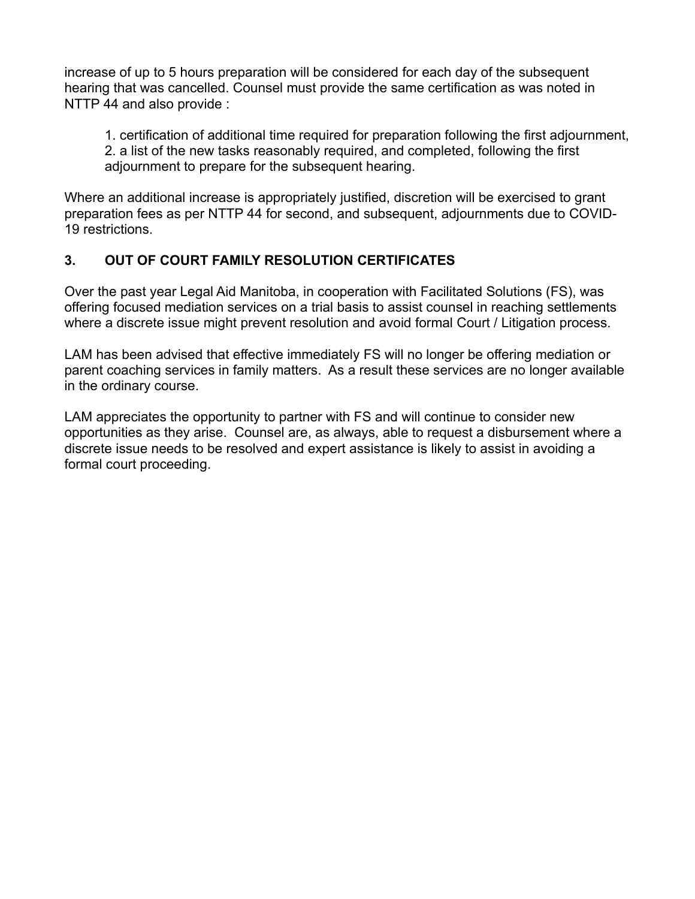increase of up to 5 hours preparation will be considered for each day of the subsequent hearing that was cancelled. Counsel must provide the same certification as was noted in NTTP 44 and also provide :

1. certification of additional time required for preparation following the first adjournment,
2. a list of the new tasks reasonably required, and completed, following the first adjournment to prepare for the subsequent hearing.

Where an additional increase is appropriately justified, discretion will be exercised to grant preparation fees as per NTTP 44 for second, and subsequent, adjournments due to COVID-19 restrictions.

## 3. OUT OF COURT FAMILY RESOLUTION CERTIFICATES

Over the past year Legal Aid Manitoba, in cooperation with Facilitated Solutions (FS), was offering focused mediation services on a trial basis to assist counsel in reaching settlements where a discrete issue might prevent resolution and avoid formal Court / Litigation process.

LAM has been advised that effective immediately FS will no longer be offering mediation or parent coaching services in family matters. As a result these services are no longer available in the ordinary course.

LAM appreciates the opportunity to partner with FS and will continue to consider new opportunities as they arise. Counsel are, as always, able to request a disbursement where a discrete issue needs to be resolved and expert assistance is likely to assist in avoiding a formal court proceeding.